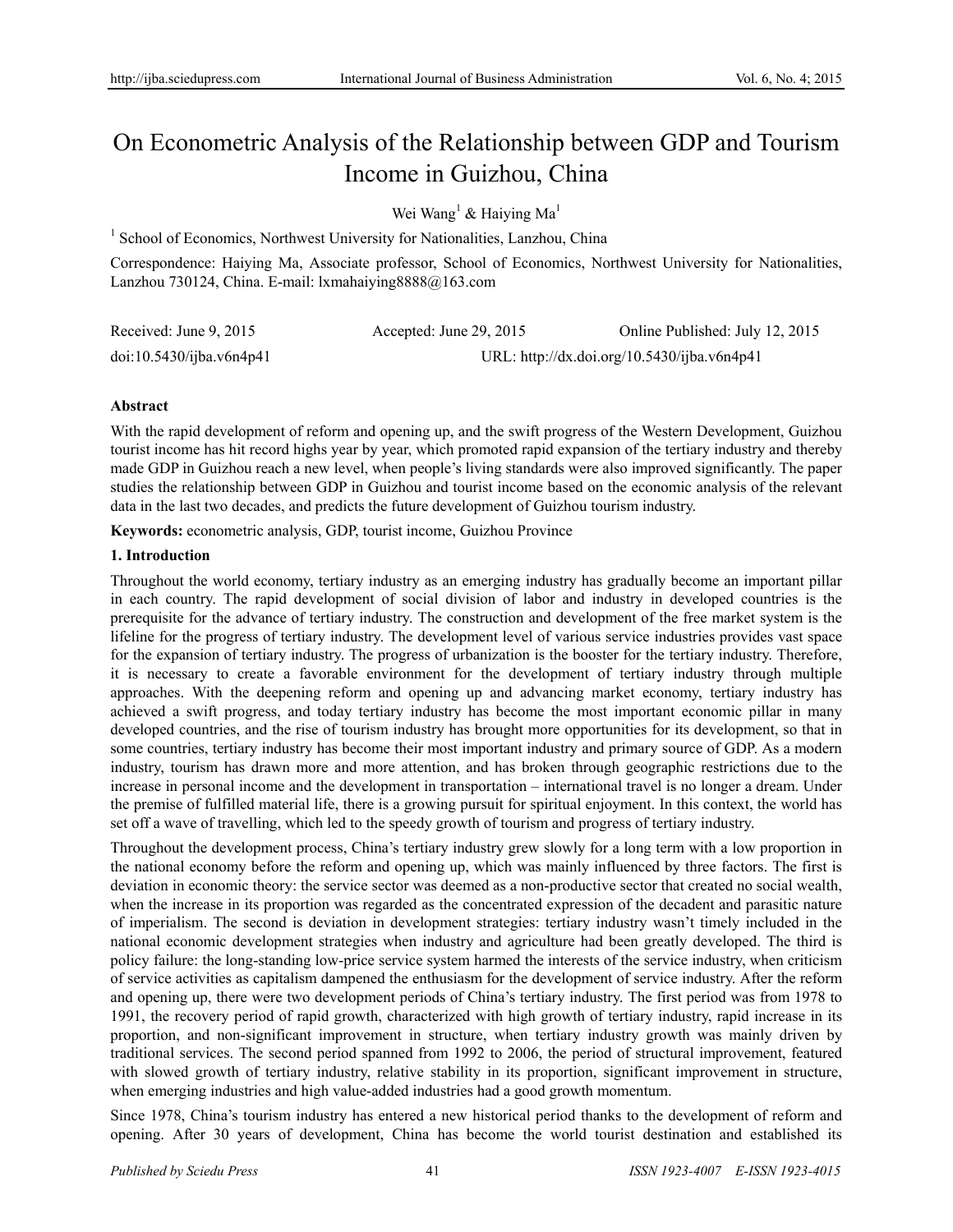# On Econometric Analysis of the Relationship between GDP and Tourism Income in Guizhou, China

Wei Wang[1] & Haiying Ma[1]

[1] School of Economics, Northwest University for Nationalities, Lanzhou, China

Correspondence: Haiying Ma, Associate professor, School of Economics, Northwest University for Nationalities, Lanzhou 730124, China. E-mail: lxmahaiying8888@163.com

Received: June 9, 2015 Accepted: June 29, 2015 Online Published: July 12, 2015

doi:10.5430/ijba.v6n4p41 URL: http://dx.doi.org/10.5430/ijba.v6n4p41

**Abstract**

With the rapid development of reform and opening up, and the swift progress of the Western Development, Guizhou tourist income has hit record highs year by year, which promoted rapid expansion of the tertiary industry and thereby made GDP in Guizhou reach a new level, when people's living standards were also improved significantly. The paper studies the relationship between GDP in Guizhou and tourist income based on the economic analysis of the relevant data in the last two decades, and predicts the future development of Guizhou tourism industry.

**Keywords:** econometric analysis, GDP, tourist income, Guizhou Province

## 1. Introduction

Throughout the world economy, tertiary industry as an emerging industry has gradually become an important pillar in each country. The rapid development of social division of labor and industry in developed countries is the prerequisite for the advance of tertiary industry. The construction and development of the free market system is the lifeline for the progress of tertiary industry. The development level of various service industries provides vast space for the expansion of tertiary industry. The progress of urbanization is the booster for the tertiary industry. Therefore, it is necessary to create a favorable environment for the development of tertiary industry through multiple approaches. With the deepening reform and opening up and advancing market economy, tertiary industry has achieved a swift progress, and today tertiary industry has become the most important economic pillar in many developed countries, and the rise of tourism industry has brought more opportunities for its development, so that in some countries, tertiary industry has become their most important industry and primary source of GDP. As a modern industry, tourism has drawn more and more attention, and has broken through geographic restrictions due to the increase in personal income and the development in transportation – international travel is no longer a dream. Under the premise of fulfilled material life, there is a growing pursuit for spiritual enjoyment. In this context, the world has set off a wave of travelling, which led to the speedy growth of tourism and progress of tertiary industry.

Throughout the development process, China's tertiary industry grew slowly for a long term with a low proportion in the national economy before the reform and opening up, which was mainly influenced by three factors. The first is deviation in economic theory: the service sector was deemed as a non-productive sector that created no social wealth, when the increase in its proportion was regarded as the concentrated expression of the decadent and parasitic nature of imperialism. The second is deviation in development strategies: tertiary industry wasn't timely included in the national economic development strategies when industry and agriculture had been greatly developed. The third is policy failure: the long-standing low-price service system harmed the interests of the service industry, when criticism of service activities as capitalism dampened the enthusiasm for the development of service industry. After the reform and opening up, there were two development periods of China's tertiary industry. The first period was from 1978 to 1991, the recovery period of rapid growth, characterized with high growth of tertiary industry, rapid increase in its proportion, and non-significant improvement in structure, when tertiary industry growth was mainly driven by traditional services. The second period spanned from 1992 to 2006, the period of structural improvement, featured with slowed growth of tertiary industry, relative stability in its proportion, significant improvement in structure, when emerging industries and high value-added industries had a good growth momentum.

Since 1978, China's tourism industry has entered a new historical period thanks to the development of reform and opening. After 30 years of development, China has become the world tourist destination and established its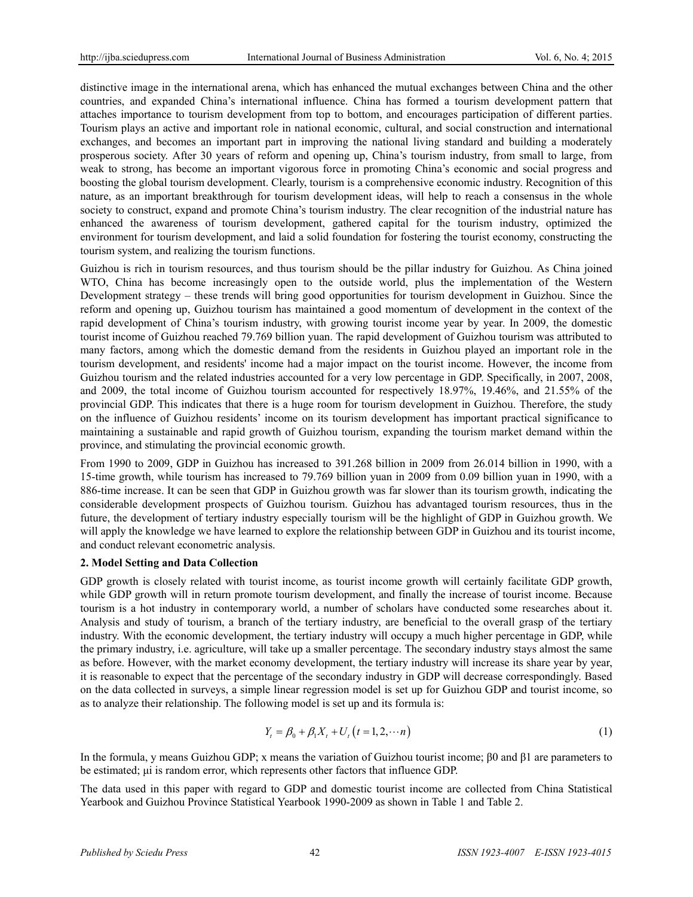distinctive image in the international arena, which has enhanced the mutual exchanges between China and the other countries, and expanded China's international influence. China has formed a tourism development pattern that attaches importance to tourism development from top to bottom, and encourages participation of different parties. Tourism plays an active and important role in national economic, cultural, and social construction and international exchanges, and becomes an important part in improving the national living standard and building a moderately prosperous society. After 30 years of reform and opening up, China's tourism industry, from small to large, from weak to strong, has become an important vigorous force in promoting China's economic and social progress and boosting the global tourism development. Clearly, tourism is a comprehensive economic industry. Recognition of this nature, as an important breakthrough for tourism development ideas, will help to reach a consensus in the whole society to construct, expand and promote China's tourism industry. The clear recognition of the industrial nature has enhanced the awareness of tourism development, gathered capital for the tourism industry, optimized the environment for tourism development, and laid a solid foundation for fostering the tourist economy, constructing the tourism system, and realizing the tourism functions.

Guizhou is rich in tourism resources, and thus tourism should be the pillar industry for Guizhou. As China joined WTO, China has become increasingly open to the outside world, plus the implementation of the Western Development strategy – these trends will bring good opportunities for tourism development in Guizhou. Since the reform and opening up, Guizhou tourism has maintained a good momentum of development in the context of the rapid development of China's tourism industry, with growing tourist income year by year. In 2009, the domestic tourist income of Guizhou reached 79.769 billion yuan. The rapid development of Guizhou tourism was attributed to many factors, among which the domestic demand from the residents in Guizhou played an important role in the tourism development, and residents' income had a major impact on the tourist income. However, the income from Guizhou tourism and the related industries accounted for a very low percentage in GDP. Specifically, in 2007, 2008, and 2009, the total income of Guizhou tourism accounted for respectively 18.97%, 19.46%, and 21.55% of the provincial GDP. This indicates that there is a huge room for tourism development in Guizhou. Therefore, the study on the influence of Guizhou residents' income on its tourism development has important practical significance to maintaining a sustainable and rapid growth of Guizhou tourism, expanding the tourism market demand within the province, and stimulating the provincial economic growth.

From 1990 to 2009, GDP in Guizhou has increased to 391.268 billion in 2009 from 26.014 billion in 1990, with a 15-time growth, while tourism has increased to 79.769 billion yuan in 2009 from 0.09 billion yuan in 1990, with a 886-time increase. It can be seen that GDP in Guizhou growth was far slower than its tourism growth, indicating the considerable development prospects of Guizhou tourism. Guizhou has advantaged tourism resources, thus in the future, the development of tertiary industry especially tourism will be the highlight of GDP in Guizhou growth. We will apply the knowledge we have learned to explore the relationship between GDP in Guizhou and its tourist income, and conduct relevant econometric analysis.

## 2. Model Setting and Data Collection

GDP growth is closely related with tourist income, as tourist income growth will certainly facilitate GDP growth, while GDP growth will in return promote tourism development, and finally the increase of tourist income. Because tourism is a hot industry in contemporary world, a number of scholars have conducted some researches about it. Analysis and study of tourism, a branch of the tertiary industry, are beneficial to the overall grasp of the tertiary industry. With the economic development, the tertiary industry will occupy a much higher percentage in GDP, while the primary industry, i.e. agriculture, will take up a smaller percentage. The secondary industry stays almost the same as before. However, with the market economy development, the tertiary industry will increase its share year by year, it is reasonable to expect that the percentage of the secondary industry in GDP will decrease correspondingly. Based on the data collected in surveys, a simple linear regression model is set up for Guizhou GDP and tourist income, so as to analyze their relationship. The following model is set up and its formula is:

$$Y_t = \beta_0 + \beta_1 X_t + U_t \left( t = 1, 2, \cdots n \right) \tag{1}$$

In the formula, y means Guizhou GDP; x means the variation of Guizhou tourist income; $\beta 0$ and $\beta 1$ are parameters to be estimated; $\mu i$ is random error, which represents other factors that influence GDP.

The data used in this paper with regard to GDP and domestic tourist income are collected from China Statistical Yearbook and Guizhou Province Statistical Yearbook 1990-2009 as shown in Table 1 and Table 2.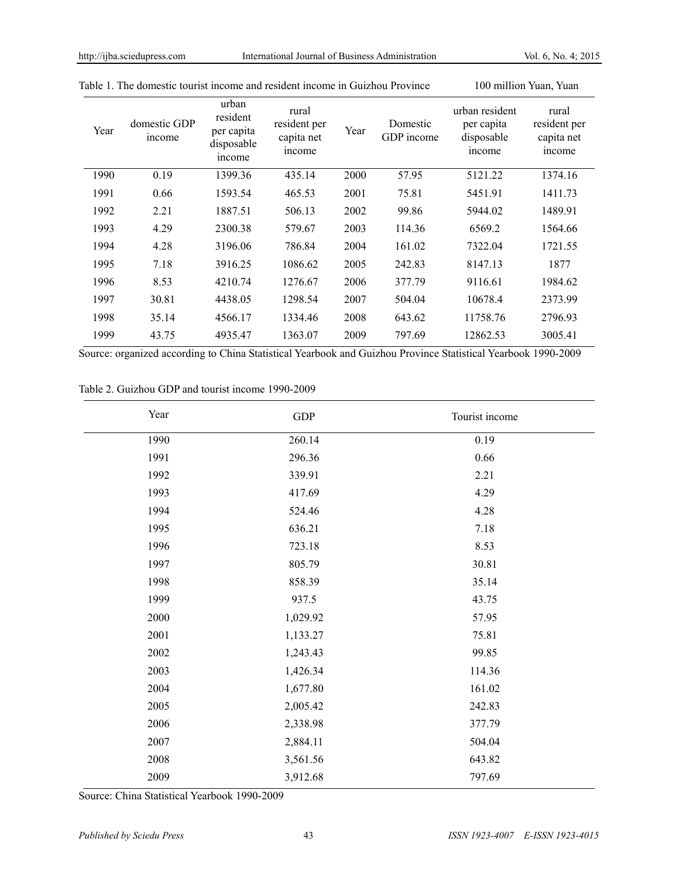Table 1. The domestic tourist income and resident income in Guizhou Province 100 million Yuan, Yuan

| Year | domestic GDP income | urban resident per capita disposable income | rural resident per capita net income | Year | Domestic GDP income | urban resident per capita disposable income | rural resident per capita net income |
|---|---|---|---|---|---|---|---|
| 1990 | 0.19 | 1399.36 | 435.14 | 2000 | 57.95 | 5121.22 | 1374.16 |
| 1991 | 0.66 | 1593.54 | 465.53 | 2001 | 75.81 | 5451.91 | 1411.73 |
| 1992 | 2.21 | 1887.51 | 506.13 | 2002 | 99.86 | 5944.02 | 1489.91 |
| 1993 | 4.29 | 2300.38 | 579.67 | 2003 | 114.36 | 6569.2 | 1564.66 |
| 1994 | 4.28 | 3196.06 | 786.84 | 2004 | 161.02 | 7322.04 | 1721.55 |
| 1995 | 7.18 | 3916.25 | 1086.62 | 2005 | 242.83 | 8147.13 | 1877 |
| 1996 | 8.53 | 4210.74 | 1276.67 | 2006 | 377.79 | 9116.61 | 1984.62 |
| 1997 | 30.81 | 4438.05 | 1298.54 | 2007 | 504.04 | 10678.4 | 2373.99 |
| 1998 | 35.14 | 4566.17 | 1334.46 | 2008 | 643.62 | 11758.76 | 2796.93 |
| 1999 | 43.75 | 4935.47 | 1363.07 | 2009 | 797.69 | 12862.53 | 3005.41 |

Source: organized according to China Statistical Yearbook and Guizhou Province Statistical Yearbook 1990-2009

Table 2. Guizhou GDP and tourist income 1990-2009

| Year | GDP | Tourist income |
|---|---|---|
| 1990 | 260.14 | 0.19 |
| 1991 | 296.36 | 0.66 |
| 1992 | 339.91 | 2.21 |
| 1993 | 417.69 | 4.29 |
| 1994 | 524.46 | 4.28 |
| 1995 | 636.21 | 7.18 |
| 1996 | 723.18 | 8.53 |
| 1997 | 805.79 | 30.81 |
| 1998 | 858.39 | 35.14 |
| 1999 | 937.5 | 43.75 |
| 2000 | 1,029.92 | 57.95 |
| 2001 | 1,133.27 | 75.81 |
| 2002 | 1,243.43 | 99.85 |
| 2003 | 1,426.34 | 114.36 |
| 2004 | 1,677.80 | 161.02 |
| 2005 | 2,005.42 | 242.83 |
| 2006 | 2,338.98 | 377.79 |
| 2007 | 2,884.11 | 504.04 |
| 2008 | 3,561.56 | 643.82 |
| 2009 | 3,912.68 | 797.69 |

Source: China Statistical Yearbook 1990-2009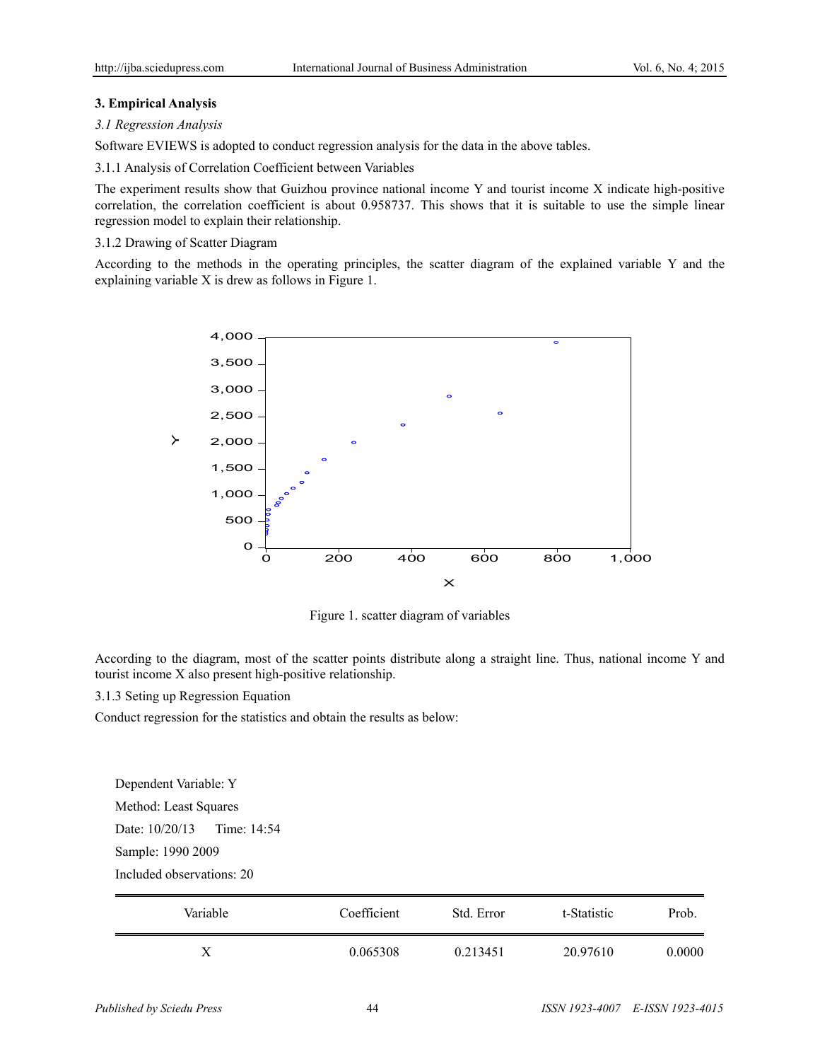## 3. Empirical Analysis

### *3.1 Regression Analysis*

Software EVIEWS is adopted to conduct regression analysis for the data in the above tables.

3.1.1 Analysis of Correlation Coefficient between Variables

The experiment results show that Guizhou province national income Y and tourist income X indicate high-positive correlation, the correlation coefficient is about 0.958737. This shows that it is suitable to use the simple linear regression model to explain their relationship.

3.1.2 Drawing of Scatter Diagram

According to the methods in the operating principles, the scatter diagram of the explained variable Y and the explaining variable X is drew as follows in Figure 1.

Figure 1. scatter diagram of variables

According to the diagram, most of the scatter points distribute along a straight line. Thus, national income Y and tourist income X also present high-positive relationship.

3.1.3 Seting up Regression Equation

Conduct regression for the statistics and obtain the results as below:

Dependent Variable: Y

Method: Least Squares

Date: 10/20/13 Time: 14:54

Sample: 1990 2009

Included observations: 20

| Variable | Coefficient | Std. Error | t-Statistic | Prob. |
|---|---|---|---|---|
| X | 0.065308 | 0.213451 | 20.97610 | 0.0000 |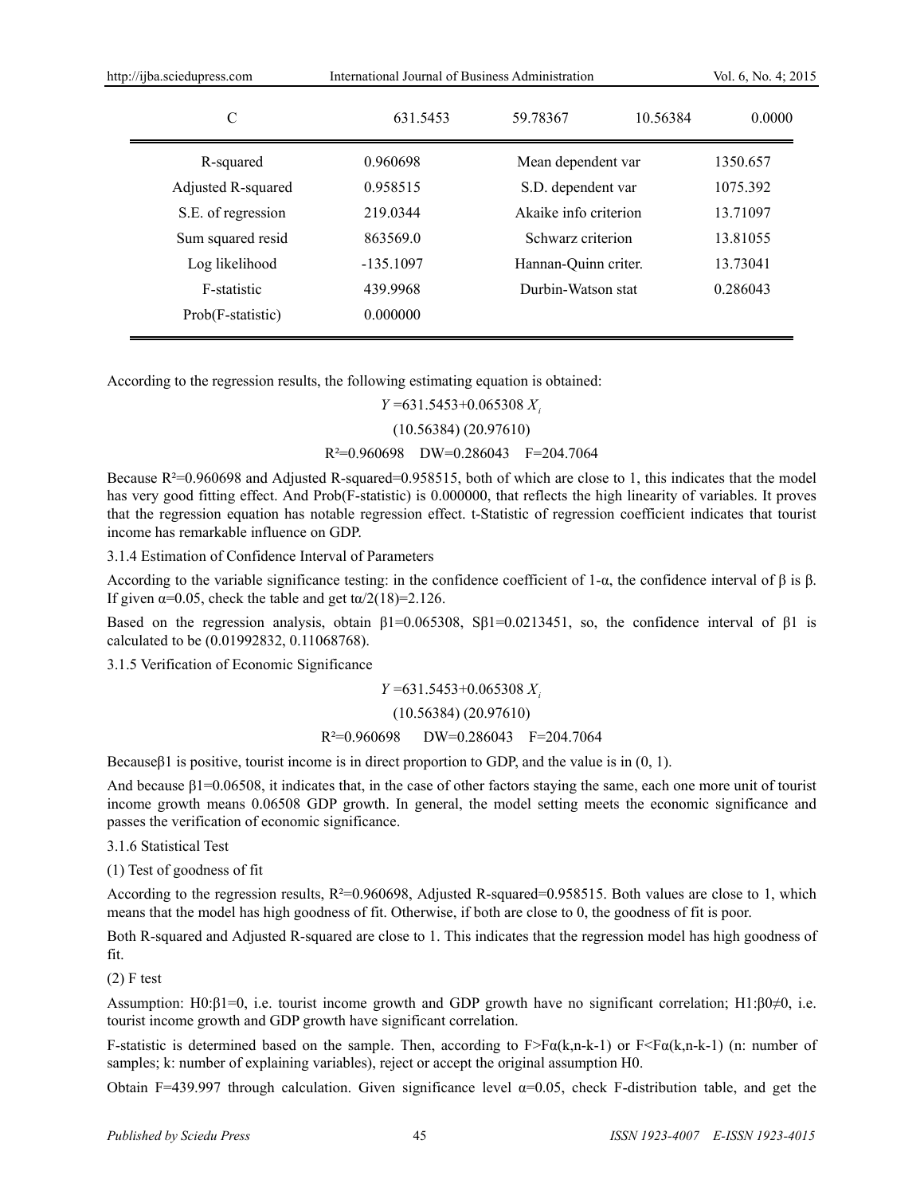| C | 631.5453 | 59.78367 | 10.56384 | 0.0000 |
|---|---|---|---|---|

| R-squared | 0.960698 | Mean dependent var | 1350.657 |
|---|---|---|---|
| Adjusted R-squared | 0.958515 | S.D. dependent var | 1075.392 |
| S.E. of regression | 219.0344 | Akaike info criterion | 13.71097 |
| Sum squared resid | 863569.0 | Schwarz criterion | 13.81055 |
| Log likelihood | -135.1097 | Hannan-Quinn criter. | 13.73041 |
| F-statistic | 439.9968 | Durbin-Watson stat | 0.286043 |
| Prob(F-statistic) | 0.000000 | | |

According to the regression results, the following estimating equation is obtained:

$$Y = 631.5453 + 0.065308\, X_i$$

$$(10.56384)\ (20.97610)$$

$$R^2=0.960698 \quad DW=0.286043 \quad F=204.7064$$

Because $R^2$=0.960698 and Adjusted R-squared=0.958515, both of which are close to 1, this indicates that the model has very good fitting effect. And Prob(F-statistic) is 0.000000, that reflects the high linearity of variables. It proves that the regression equation has notable regression effect. t-Statistic of regression coefficient indicates that tourist income has remarkable influence on GDP.

3.1.4 Estimation of Confidence Interval of Parameters

According to the variable significance testing: in the confidence coefficient of 1-α, the confidence interval of β is β. If given α=0.05, check the table and get $t_{\alpha/2}(18)$=2.126.

Based on the regression analysis, obtain β1=0.065308, Sβ1=0.0213451, so, the confidence interval of β1 is calculated to be (0.01992832, 0.11068768).

3.1.5 Verification of Economic Significance

$$Y = 631.5453 + 0.065308\, X_i$$

$$(10.56384)\ (20.97610)$$

$$R^2=0.960698 \quad DW=0.286043 \quad F=204.7064$$

Becauseβ1 is positive, tourist income is in direct proportion to GDP, and the value is in (0, 1).

And because β1=0.06508, it indicates that, in the case of other factors staying the same, each one more unit of tourist income growth means 0.06508 GDP growth. In general, the model setting meets the economic significance and passes the verification of economic significance.

3.1.6 Statistical Test

(1) Test of goodness of fit

According to the regression results, $R^2$=0.960698, Adjusted R-squared=0.958515. Both values are close to 1, which means that the model has high goodness of fit. Otherwise, if both are close to 0, the goodness of fit is poor.

Both R-squared and Adjusted R-squared are close to 1. This indicates that the regression model has high goodness of fit.

(2) F test

Assumption: H0:β1=0, i.e. tourist income growth and GDP growth have no significant correlation; H1:β0≠0, i.e. tourist income growth and GDP growth have significant correlation.

F-statistic is determined based on the sample. Then, according to $F>F_\alpha(k,n-k-1)$ or $F<F_\alpha(k,n-k-1)$ (n: number of samples; k: number of explaining variables), reject or accept the original assumption H0.

Obtain F=439.997 through calculation. Given significance level α=0.05, check F-distribution table, and get the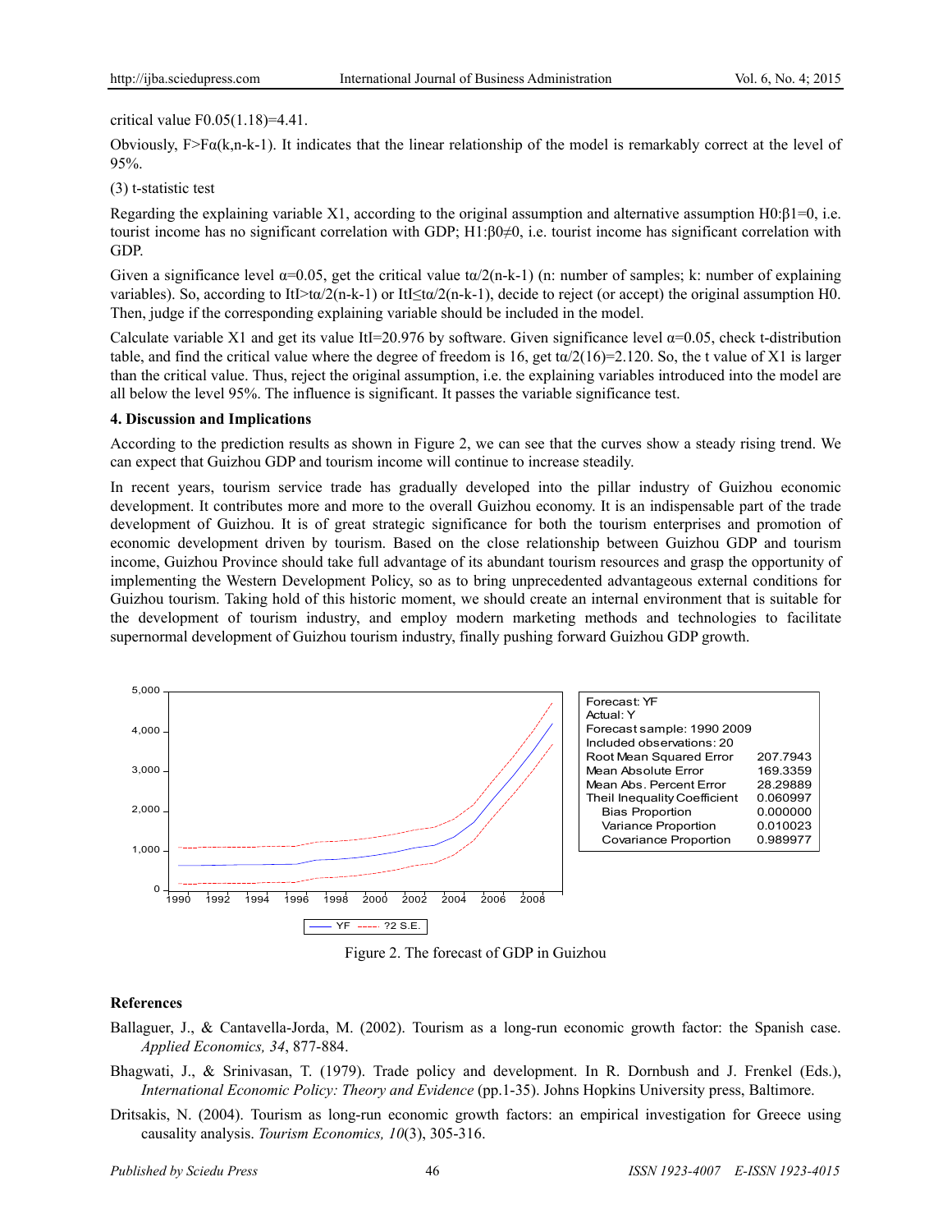critical value $F_{0.05}(1.18)=4.41$.

Obviously, $F>F_{\alpha}(k,n-k-1)$. It indicates that the linear relationship of the model is remarkably correct at the level of 95%.

(3) t-statistic test

Regarding the explaining variable X1, according to the original assumption and alternative assumption $H_0:\beta_1=0$, i.e. tourist income has no significant correlation with GDP; $H_1:\beta_0\neq 0$, i.e. tourist income has significant correlation with GDP.

Given a significance level $\alpha=0.05$, get the critical value $t_{\alpha/2}(n-k-1)$ (n: number of samples; k: number of explaining variables). So, according to $|t|>t_{\alpha/2}(n-k-1)$ or $|t|\leq t_{\alpha/2}(n-k-1)$, decide to reject (or accept) the original assumption $H_0$. Then, judge if the corresponding explaining variable should be included in the model.

Calculate variable X1 and get its value $|t|=20.976$ by software. Given significance level $\alpha=0.05$, check t-distribution table, and find the critical value where the degree of freedom is 16, get $t_{\alpha/2}(16)=2.120$. So, the t value of X1 is larger than the critical value. Thus, reject the original assumption, i.e. the explaining variables introduced into the model are all below the level 95%. The influence is significant. It passes the variable significance test.

## 4. Discussion and Implications

According to the prediction results as shown in Figure 2, we can see that the curves show a steady rising trend. We can expect that Guizhou GDP and tourism income will continue to increase steadily.

In recent years, tourism service trade has gradually developed into the pillar industry of Guizhou economic development. It contributes more and more to the overall Guizhou economy. It is an indispensable part of the trade development of Guizhou. It is of great strategic significance for both the tourism enterprises and promotion of economic development driven by tourism. Based on the close relationship between Guizhou GDP and tourism income, Guizhou Province should take full advantage of its abundant tourism resources and grasp the opportunity of implementing the Western Development Policy, so as to bring unprecedented advantageous external conditions for Guizhou tourism. Taking hold of this historic moment, we should create an internal environment that is suitable for the development of tourism industry, and employ modern marketing methods and technologies to facilitate supernormal development of Guizhou tourism industry, finally pushing forward Guizhou GDP growth.

| Forecast: YF | |
|---|---|
| Actual: Y | |
| Forecast sample: 1990 2009 | |
| Included observations: 20 | |
| Root Mean Squared Error | 207.7943 |
| Mean Absolute Error | 169.3359 |
| Mean Abs. Percent Error | 28.29889 |
| Theil Inequality Coefficient | 0.060997 |
| Bias Proportion | 0.000000 |
| Variance Proportion | 0.010023 |
| Covariance Proportion | 0.989977 |

Figure 2. The forecast of GDP in Guizhou

## References

Ballaguer, J., & Cantavella-Jorda, M. (2002). Tourism as a long-run economic growth factor: the Spanish case. *Applied Economics, 34*, 877-884.

Bhagwati, J., & Srinivasan, T. (1979). Trade policy and development. In R. Dornbush and J. Frenkel (Eds.), *International Economic Policy: Theory and Evidence* (pp.1-35). Johns Hopkins University press, Baltimore.

Dritsakis, N. (2004). Tourism as long-run economic growth factors: an empirical investigation for Greece using causality analysis. *Tourism Economics, 10*(3), 305-316.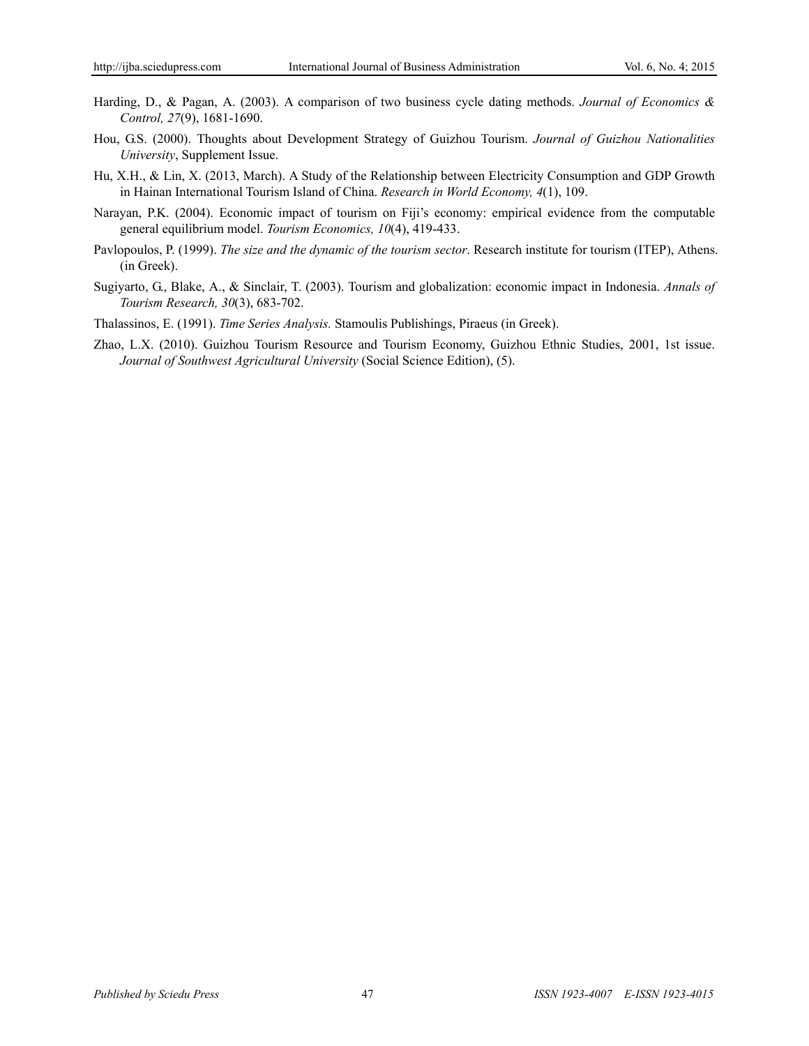Harding, D., & Pagan, A. (2003). A comparison of two business cycle dating methods. *Journal of Economics & Control, 27*(9), 1681-1690.

Hou, G.S. (2000). Thoughts about Development Strategy of Guizhou Tourism. *Journal of Guizhou Nationalities University*, Supplement Issue.

Hu, X.H., & Lin, X. (2013, March). A Study of the Relationship between Electricity Consumption and GDP Growth in Hainan International Tourism Island of China. *Research in World Economy, 4*(1), 109.

Narayan, P.K. (2004). Economic impact of tourism on Fiji's economy: empirical evidence from the computable general equilibrium model. *Tourism Economics, 10*(4), 419-433.

Pavlopoulos, P. (1999). *The size and the dynamic of the tourism sector*. Research institute for tourism (ITEP), Athens. (in Greek).

Sugiyarto, G., Blake, A., & Sinclair, T. (2003). Tourism and globalization: economic impact in Indonesia. *Annals of Tourism Research, 30*(3), 683-702.

Thalassinos, E. (1991). *Time Series Analysis.* Stamoulis Publishings, Piraeus (in Greek).

Zhao, L.X. (2010). Guizhou Tourism Resource and Tourism Economy, Guizhou Ethnic Studies, 2001, 1st issue. *Journal of Southwest Agricultural University* (Social Science Edition), (5).